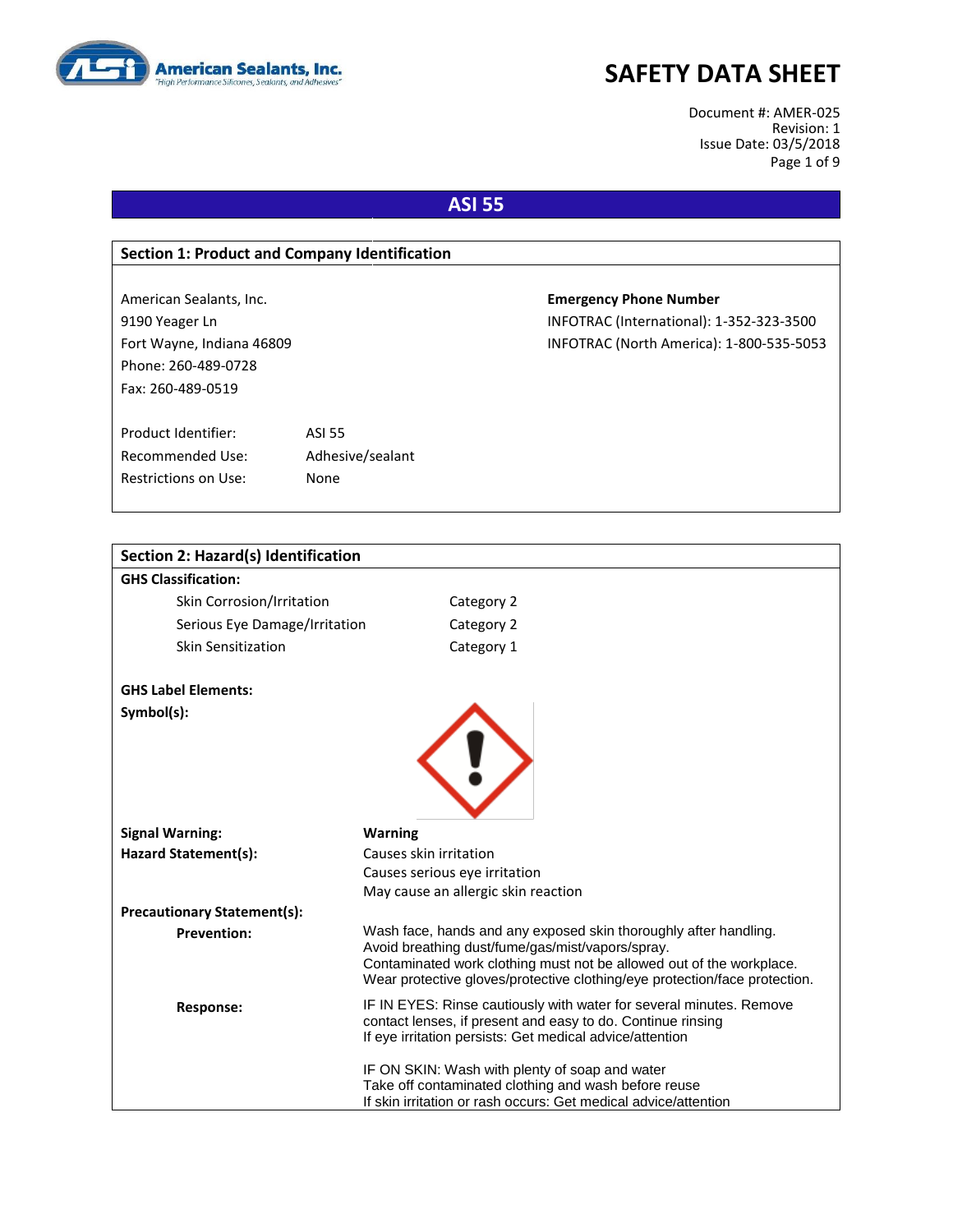# SAFETY DATA SHEET

Document #: AMER-025
Revision: 1
Issue Date: 03/5/2018

## ASI 55

### Section 1: Product and Company Identification

American Sealants, Inc.
9190 Yeager Ln
Fort Wayne, Indiana 46809
Phone: 260-489-0728
Fax: 260-489-0519

**Emergency Phone Number**
INFOTRAC (International): 1-352-323-3500
INFOTRAC (North America): 1-800-535-5053

| | |
|---|---|
| Product Identifier: | ASI 55 |
| Recommended Use: | Adhesive/sealant |
| Restrictions on Use: | None |

### Section 2: Hazard(s) Identification

**GHS Classification:**

| | |
|---|---|
| Skin Corrosion/Irritation | Category 2 |
| Serious Eye Damage/Irritation | Category 2 |
| Skin Sensitization | Category 1 |

**GHS Label Elements:**

**Symbol(s):**

**Signal Warning:** **Warning**

**Hazard Statement(s):**
Causes skin irritation
Causes serious eye irritation
May cause an allergic skin reaction

**Precautionary Statement(s):**

**Prevention:**
Wash face, hands and any exposed skin thoroughly after handling.
Avoid breathing dust/fume/gas/mist/vapors/spray.
Contaminated work clothing must not be allowed out of the workplace.
Wear protective gloves/protective clothing/eye protection/face protection.

**Response:**
IF IN EYES: Rinse cautiously with water for several minutes. Remove contact lenses, if present and easy to do. Continue rinsing
If eye irritation persists: Get medical advice/attention

IF ON SKIN: Wash with plenty of soap and water
Take off contaminated clothing and wash before reuse
If skin irritation or rash occurs: Get medical advice/attention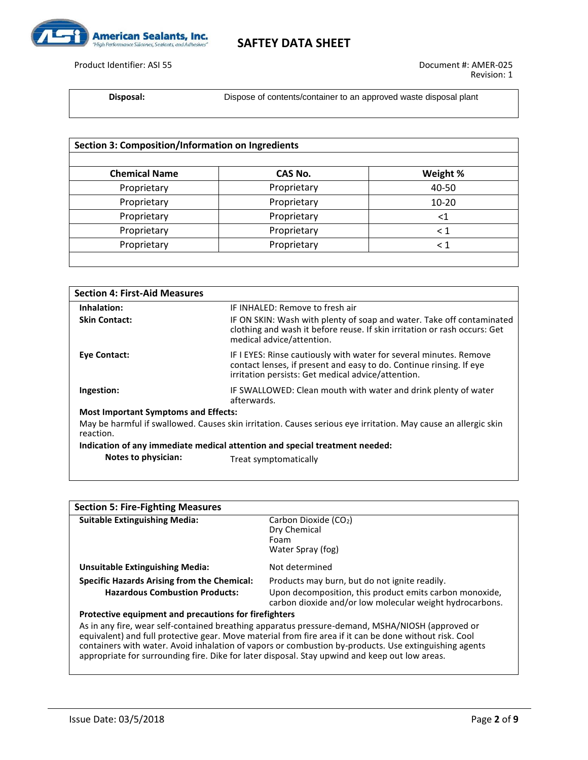**Disposal:** Dispose of contents/container to an approved waste disposal plant

## Section 3: Composition/Information on Ingredients

| Chemical Name | CAS No. | Weight % |
|---|---|---|
| Proprietary | Proprietary | 40-50 |
| Proprietary | Proprietary | 10-20 |
| Proprietary | Proprietary | <1 |
| Proprietary | Proprietary | < 1 |
| Proprietary | Proprietary | < 1 |

## Section 4: First-Aid Measures

**Inhalation:** IF INHALED: Remove to fresh air

**Skin Contact:** IF ON SKIN: Wash with plenty of soap and water. Take off contaminated clothing and wash it before reuse. If skin irritation or rash occurs: Get medical advice/attention.

**Eye Contact:** IF I EYES: Rinse cautiously with water for several minutes. Remove contact lenses, if present and easy to do. Continue rinsing. If eye irritation persists: Get medical advice/attention.

**Ingestion:** IF SWALLOWED: Clean mouth with water and drink plenty of water afterwards.

**Most Important Symptoms and Effects:**

May be harmful if swallowed. Causes skin irritation. Causes serious eye irritation. May cause an allergic skin reaction.

**Indication of any immediate medical attention and special treatment needed:**

**Notes to physician:** Treat symptomatically

## Section 5: Fire-Fighting Measures

**Suitable Extinguishing Media:** Carbon Dioxide ($CO_2$)
Dry Chemical
Foam
Water Spray (fog)

**Unsuitable Extinguishing Media:** Not determined

**Specific Hazards Arising from the Chemical:** Products may burn, but do not ignite readily.

**Hazardous Combustion Products:** Upon decomposition, this product emits carbon monoxide, carbon dioxide and/or low molecular weight hydrocarbons.

**Protective equipment and precautions for firefighters**

As in any fire, wear self-contained breathing apparatus pressure-demand, MSHA/NIOSH (approved or equivalent) and full protective gear. Move material from fire area if it can be done without risk. Cool containers with water. Avoid inhalation of vapors or combustion by-products. Use extinguishing agents appropriate for surrounding fire. Dike for later disposal. Stay upwind and keep out low areas.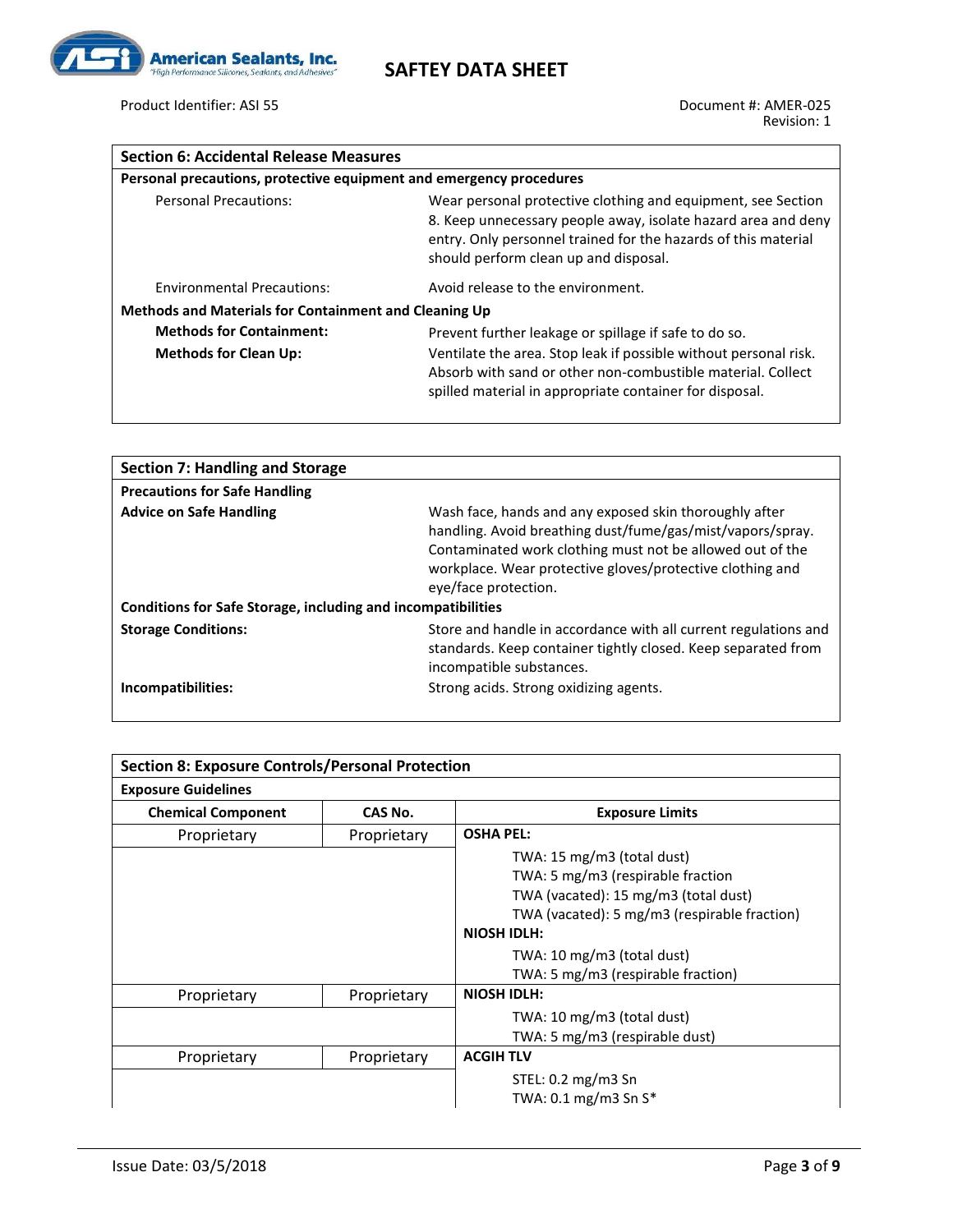## Section 6: Accidental Release Measures

**Personal precautions, protective equipment and emergency procedures**

| | |
|---|---|
| Personal Precautions: | Wear personal protective clothing and equipment, see Section 8. Keep unnecessary people away, isolate hazard area and deny entry. Only personnel trained for the hazards of this material should perform clean up and disposal. |
| Environmental Precautions: | Avoid release to the environment. |

**Methods and Materials for Containment and Cleaning Up**

| | |
|---|---|
| **Methods for Containment:** | Prevent further leakage or spillage if safe to do so. |
| **Methods for Clean Up:** | Ventilate the area. Stop leak if possible without personal risk. Absorb with sand or other non-combustible material. Collect spilled material in appropriate container for disposal. |

## Section 7: Handling and Storage

**Precautions for Safe Handling**

| | |
|---|---|
| **Advice on Safe Handling** | Wash face, hands and any exposed skin thoroughly after handling. Avoid breathing dust/fume/gas/mist/vapors/spray. Contaminated work clothing must not be allowed out of the workplace. Wear protective gloves/protective clothing and eye/face protection. |

**Conditions for Safe Storage, including and incompatibilities**

| | |
|---|---|
| **Storage Conditions:** | Store and handle in accordance with all current regulations and standards. Keep container tightly closed. Keep separated from incompatible substances. |
| **Incompatibilities:** | Strong acids. Strong oxidizing agents. |

## Section 8: Exposure Controls/Personal Protection

**Exposure Guidelines**

| Chemical Component | CAS No. | Exposure Limits |
|---|---|---|
| Proprietary | Proprietary | **OSHA PEL:**<br>TWA: 15 mg/m3 (total dust)<br>TWA: 5 mg/m3 (respirable fraction<br>TWA (vacated): 15 mg/m3 (total dust)<br>TWA (vacated): 5 mg/m3 (respirable fraction)<br>**NIOSH IDLH:**<br>TWA: 10 mg/m3 (total dust)<br>TWA: 5 mg/m3 (respirable fraction) |
| Proprietary | Proprietary | **NIOSH IDLH:**<br>TWA: 10 mg/m3 (total dust)<br>TWA: 5 mg/m3 (respirable dust) |
| Proprietary | Proprietary | **ACGIH TLV**<br>STEL: 0.2 mg/m3 Sn<br>TWA: 0.1 mg/m3 Sn S* |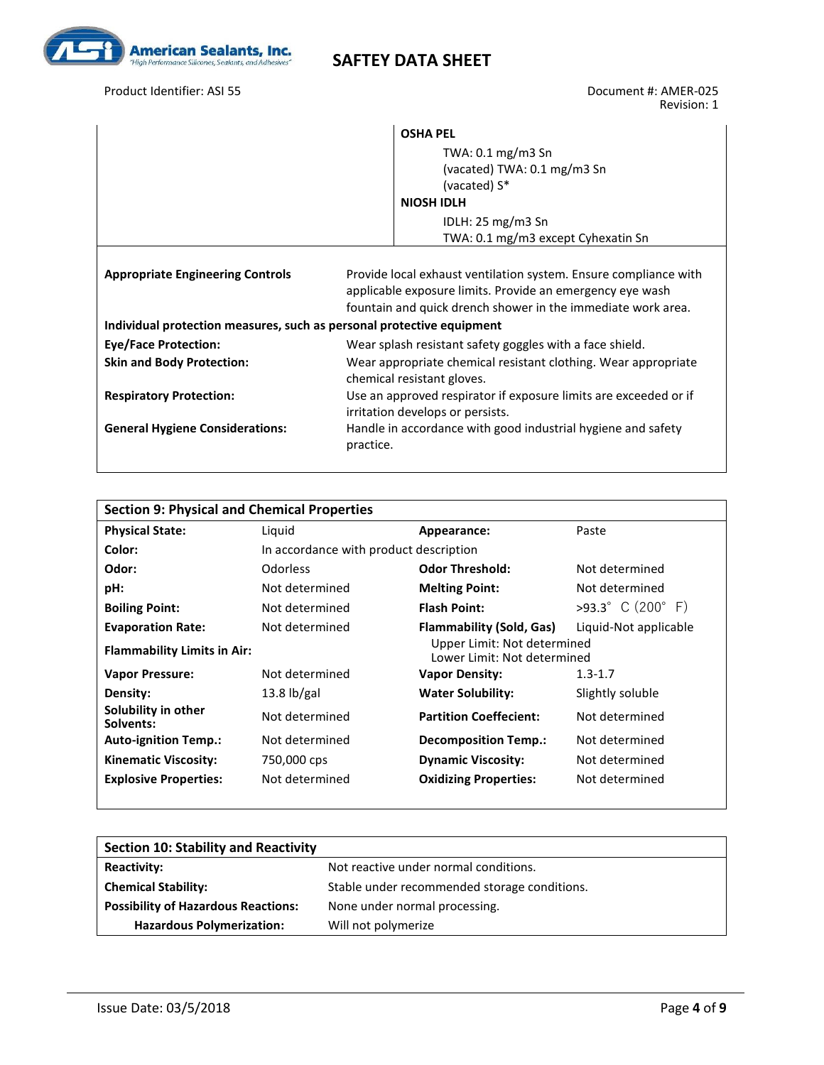| | |
|---|---|
| | **OSHA PEL**<br>TWA: 0.1 mg/m3 Sn<br>(vacated) TWA: 0.1 mg/m3 Sn<br>(vacated) S*<br>**NIOSH IDLH**<br>IDLH: 25 mg/m3 Sn<br>TWA: 0.1 mg/m3 except Cyhexatin Sn |

**Appropriate Engineering Controls** — Provide local exhaust ventilation system. Ensure compliance with applicable exposure limits. Provide an emergency eye wash fountain and quick drench shower in the immediate work area.

**Individual protection measures, such as personal protective equipment**

| | |
|---|---|
| **Eye/Face Protection:** | Wear splash resistant safety goggles with a face shield. |
| **Skin and Body Protection:** | Wear appropriate chemical resistant clothing. Wear appropriate chemical resistant gloves. |
| **Respiratory Protection:** | Use an approved respirator if exposure limits are exceeded or if irritation develops or persists. |
| **General Hygiene Considerations:** | Handle in accordance with good industrial hygiene and safety practice. |

## Section 9: Physical and Chemical Properties

| | | | |
|---|---|---|---|
| **Physical State:** | Liquid | **Appearance:** | Paste |
| **Color:** | In accordance with product description | | |
| **Odor:** | Odorless | **Odor Threshold:** | Not determined |
| **pH:** | Not determined | **Melting Point:** | Not determined |
| **Boiling Point:** | Not determined | **Flash Point:** | >93.3° C (200° F) |
| **Evaporation Rate:** | Not determined | **Flammability (Sold, Gas)** | Liquid-Not applicable |
| **Flammability Limits in Air:** | | Upper Limit: Not determined<br>Lower Limit: Not determined | |
| **Vapor Pressure:** | Not determined | **Vapor Density:** | 1.3-1.7 |
| **Density:** | 13.8 lb/gal | **Water Solubility:** | Slightly soluble |
| **Solubility in other Solvents:** | Not determined | **Partition Coeffecient:** | Not determined |
| **Auto-ignition Temp.:** | Not determined | **Decomposition Temp.:** | Not determined |
| **Kinematic Viscosity:** | 750,000 cps | **Dynamic Viscosity:** | Not determined |
| **Explosive Properties:** | Not determined | **Oxidizing Properties:** | Not determined |

## Section 10: Stability and Reactivity

| | |
|---|---|
| **Reactivity:** | Not reactive under normal conditions. |
| **Chemical Stability:** | Stable under recommended storage conditions. |
| **Possibility of Hazardous Reactions:** | None under normal processing. |
| **Hazardous Polymerization:** | Will not polymerize |

Issue Date: 03/5/2018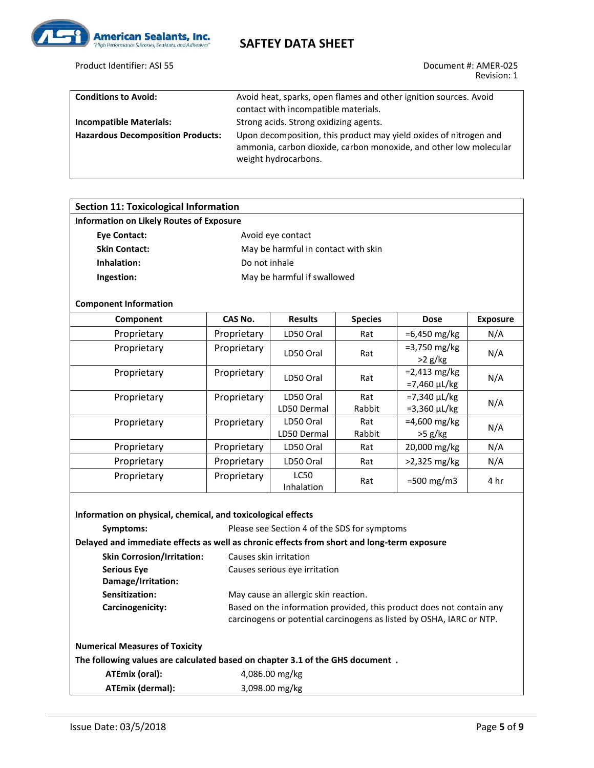| | |
|---|---|
| **Conditions to Avoid:** | Avoid heat, sparks, open flames and other ignition sources. Avoid contact with incompatible materials. |
| **Incompatible Materials:** | Strong acids. Strong oxidizing agents. |
| **Hazardous Decomposition Products:** | Upon decomposition, this product may yield oxides of nitrogen and ammonia, carbon dioxide, carbon monoxide, and other low molecular weight hydrocarbons. |

## Section 11: Toxicological Information

**Information on Likely Routes of Exposure**

| | |
|---|---|
| **Eye Contact:** | Avoid eye contact |
| **Skin Contact:** | May be harmful in contact with skin |
| **Inhalation:** | Do not inhale |
| **Ingestion:** | May be harmful if swallowed |

**Component Information**

| Component | CAS No. | Results | Species | Dose | Exposure |
|---|---|---|---|---|---|
| Proprietary | Proprietary | LD50 Oral | Rat | =6,450 mg/kg | N/A |
| Proprietary | Proprietary | LD50 Oral | Rat | =3,750 mg/kg<br>>2 g/kg | N/A |
| Proprietary | Proprietary | LD50 Oral | Rat | =2,413 mg/kg<br>=7,460 µL/kg | N/A |
| Proprietary | Proprietary | LD50 Oral<br>LD50 Dermal | Rat<br>Rabbit | =7,340 µL/kg<br>=3,360 µL/kg | N/A |
| Proprietary | Proprietary | LD50 Oral<br>LD50 Dermal | Rat<br>Rabbit | =4,600 mg/kg<br>>5 g/kg | N/A |
| Proprietary | Proprietary | LD50 Oral | Rat | 20,000 mg/kg | N/A |
| Proprietary | Proprietary | LD50 Oral | Rat | >2,325 mg/kg | N/A |
| Proprietary | Proprietary | LC50 Inhalation | Rat | =500 mg/m3 | 4 hr |

**Information on physical, chemical, and toxicological effects**

| | |
|---|---|
| **Symptoms:** | Please see Section 4 of the SDS for symptoms |

**Delayed and immediate effects as well as chronic effects from short and long-term exposure**

| | |
|---|---|
| **Skin Corrosion/Irritation:** | Causes skin irritation |
| **Serious Eye Damage/Irritation:** | Causes serious eye irritation |
| **Sensitization:** | May cause an allergic skin reaction. |
| **Carcinogenicity:** | Based on the information provided, this product does not contain any carcinogens or potential carcinogens as listed by OSHA, IARC or NTP. |

**Numerical Measures of Toxicity**

**The following values are calculated based on chapter 3.1 of the GHS document .**

| | |
|---|---|
| **ATEmix (oral):** | 4,086.00 mg/kg |
| **ATEmix (dermal):** | 3,098.00 mg/kg |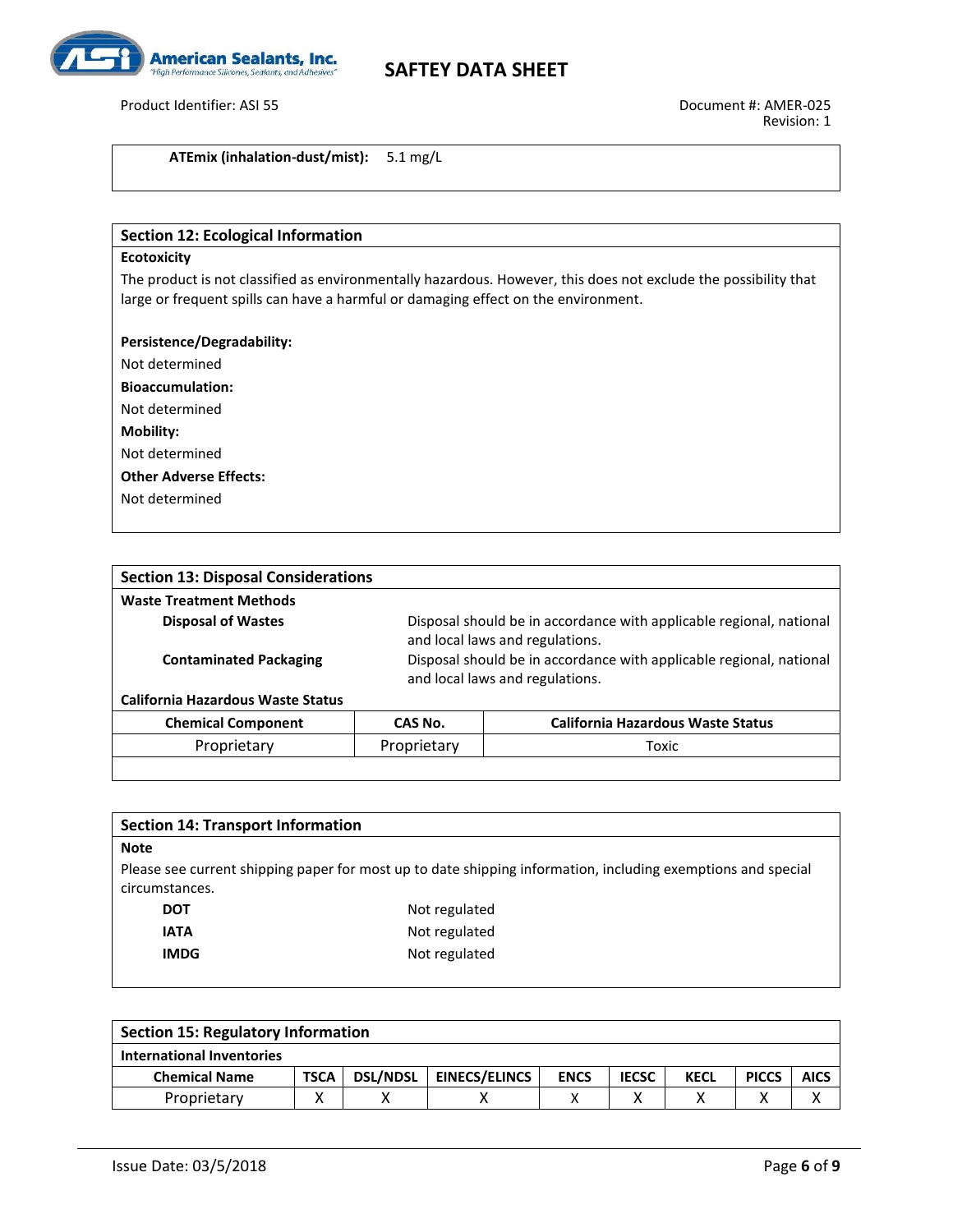**ATEmix (inhalation-dust/mist):** 5.1 mg/L

## Section 12: Ecological Information

**Ecotoxicity**

The product is not classified as environmentally hazardous. However, this does not exclude the possibility that large or frequent spills can have a harmful or damaging effect on the environment.

**Persistence/Degradability:**

Not determined

**Bioaccumulation:**

Not determined

**Mobility:**

Not determined

**Other Adverse Effects:**

Not determined

## Section 13: Disposal Considerations

**Waste Treatment Methods**

**Disposal of Wastes** — Disposal should be in accordance with applicable regional, national and local laws and regulations.

**Contaminated Packaging** — Disposal should be in accordance with applicable regional, national and local laws and regulations.

**California Hazardous Waste Status**

| Chemical Component | CAS No. | California Hazardous Waste Status |
|---|---|---|
| Proprietary | Proprietary | Toxic |

## Section 14: Transport Information

**Note**

Please see current shipping paper for most up to date shipping information, including exemptions and special circumstances.

**DOT** — Not regulated

**IATA** — Not regulated

**IMDG** — Not regulated

## Section 15: Regulatory Information

**International Inventories**

| Chemical Name | TSCA | DSL/NDSL | EINECS/ELINCS | ENCS | IECSC | KECL | PICCS | AICS |
|---|---|---|---|---|---|---|---|---|
| Proprietary | X | X | X | X | X | X | X | X |

Issue Date: 03/5/2018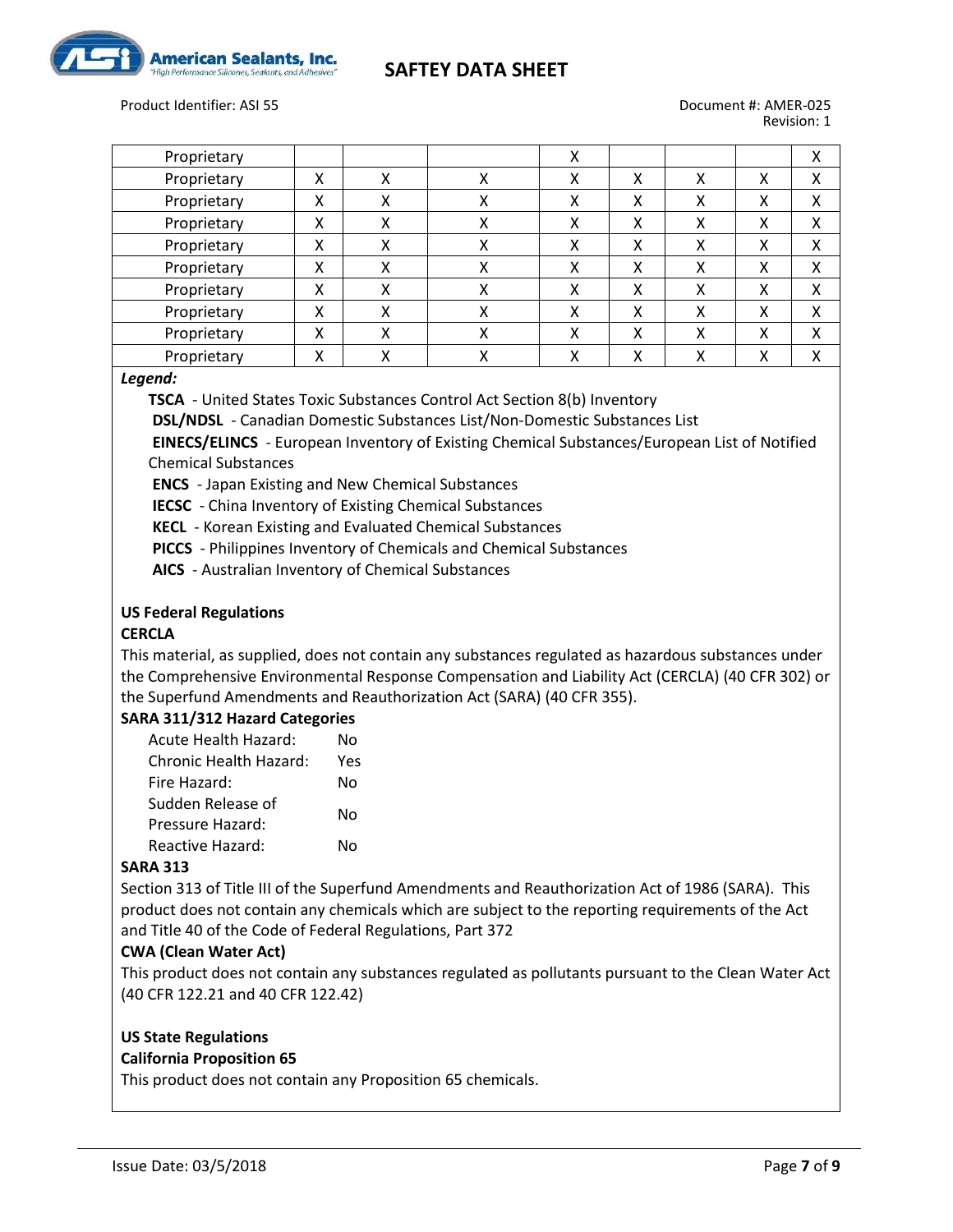| | | | | | | | | |
|---|---|---|---|---|---|---|---|---|
| Proprietary | | | | X | | | | X |
| Proprietary | X | X | X | X | X | X | X | X |
| Proprietary | X | X | X | X | X | X | X | X |
| Proprietary | X | X | X | X | X | X | X | X |
| Proprietary | X | X | X | X | X | X | X | X |
| Proprietary | X | X | X | X | X | X | X | X |
| Proprietary | X | X | X | X | X | X | X | X |
| Proprietary | X | X | X | X | X | X | X | X |
| Proprietary | X | X | X | X | X | X | X | X |
| Proprietary | X | X | X | X | X | X | X | X |

***Legend:***

**TSCA** - United States Toxic Substances Control Act Section 8(b) Inventory
**DSL/NDSL** - Canadian Domestic Substances List/Non-Domestic Substances List
**EINECS/ELINCS** - European Inventory of Existing Chemical Substances/European List of Notified Chemical Substances
**ENCS** - Japan Existing and New Chemical Substances
**IECSC** - China Inventory of Existing Chemical Substances
**KECL** - Korean Existing and Evaluated Chemical Substances
**PICCS** - Philippines Inventory of Chemicals and Chemical Substances
**AICS** - Australian Inventory of Chemical Substances

**US Federal Regulations**

**CERCLA**

This material, as supplied, does not contain any substances regulated as hazardous substances under the Comprehensive Environmental Response Compensation and Liability Act (CERCLA) (40 CFR 302) or the Superfund Amendments and Reauthorization Act (SARA) (40 CFR 355).

**SARA 311/312 Hazard Categories**

| | |
|---|---|
| Acute Health Hazard: | No |
| Chronic Health Hazard: | Yes |
| Fire Hazard: | No |
| Sudden Release of Pressure Hazard: | No |
| Reactive Hazard: | No |

**SARA 313**

Section 313 of Title III of the Superfund Amendments and Reauthorization Act of 1986 (SARA). This product does not contain any chemicals which are subject to the reporting requirements of the Act and Title 40 of the Code of Federal Regulations, Part 372

**CWA (Clean Water Act)**

This product does not contain any substances regulated as pollutants pursuant to the Clean Water Act (40 CFR 122.21 and 40 CFR 122.42)

**US State Regulations**

**California Proposition 65**

This product does not contain any Proposition 65 chemicals.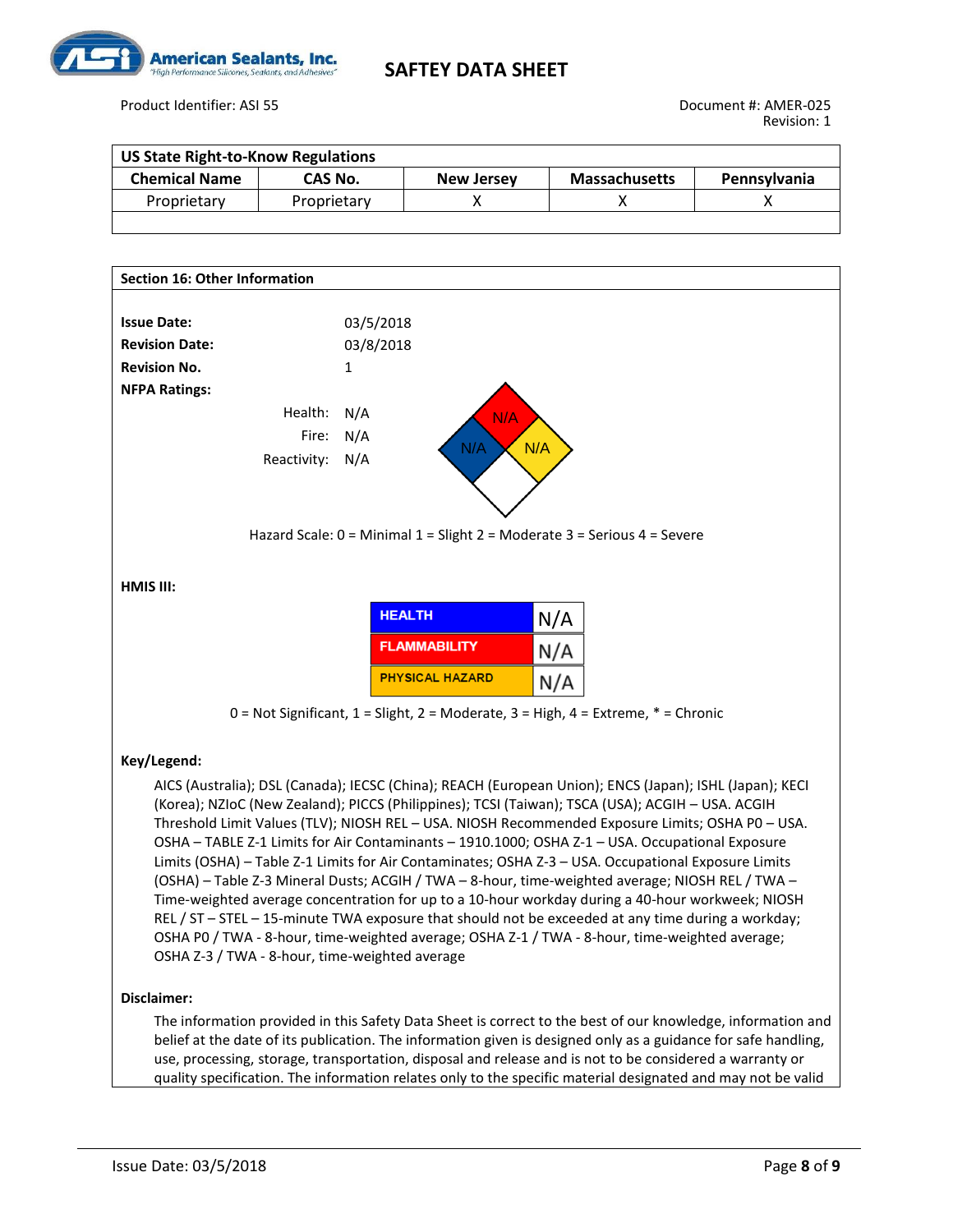## US State Right-to-Know Regulations

| Chemical Name | CAS No. | New Jersey | Massachusetts | Pennsylvania |
|---|---|---|---|---|
| Proprietary | Proprietary | X | X | X |

## Section 16: Other Information

**Issue Date:** 03/5/2018

**Revision Date:** 03/8/2018

**Revision No.** 1

**NFPA Ratings:**

Health: N/A
Fire: N/A
Reactivity: N/A

Hazard Scale: 0 = Minimal 1 = Slight 2 = Moderate 3 = Serious 4 = Severe

**HMIS III:**

| HEALTH | N/A |
|---|---|
| FLAMMABILITY | N/A |
| PHYSICAL HAZARD | N/A |

0 = Not Significant, 1 = Slight, 2 = Moderate, 3 = High, 4 = Extreme, * = Chronic

**Key/Legend:**

AICS (Australia); DSL (Canada); IECSC (China); REACH (European Union); ENCS (Japan); ISHL (Japan); KECI (Korea); NZIoC (New Zealand); PICCS (Philippines); TCSI (Taiwan); TSCA (USA); ACGIH – USA. ACGIH Threshold Limit Values (TLV); NIOSH REL – USA. NIOSH Recommended Exposure Limits; OSHA P0 – USA. OSHA – TABLE Z-1 Limits for Air Contaminants – 1910.1000; OSHA Z-1 – USA. Occupational Exposure Limits (OSHA) – Table Z-1 Limits for Air Contaminates; OSHA Z-3 – USA. Occupational Exposure Limits (OSHA) – Table Z-3 Mineral Dusts; ACGIH / TWA – 8-hour, time-weighted average; NIOSH REL / TWA – Time-weighted average concentration for up to a 10-hour workday during a 40-hour workweek; NIOSH REL / ST – STEL – 15-minute TWA exposure that should not be exceeded at any time during a workday; OSHA P0 / TWA - 8-hour, time-weighted average; OSHA Z-1 / TWA - 8-hour, time-weighted average; OSHA Z-3 / TWA - 8-hour, time-weighted average

**Disclaimer:**

The information provided in this Safety Data Sheet is correct to the best of our knowledge, information and belief at the date of its publication. The information given is designed only as a guidance for safe handling, use, processing, storage, transportation, disposal and release and is not to be considered a warranty or quality specification. The information relates only to the specific material designated and may not be valid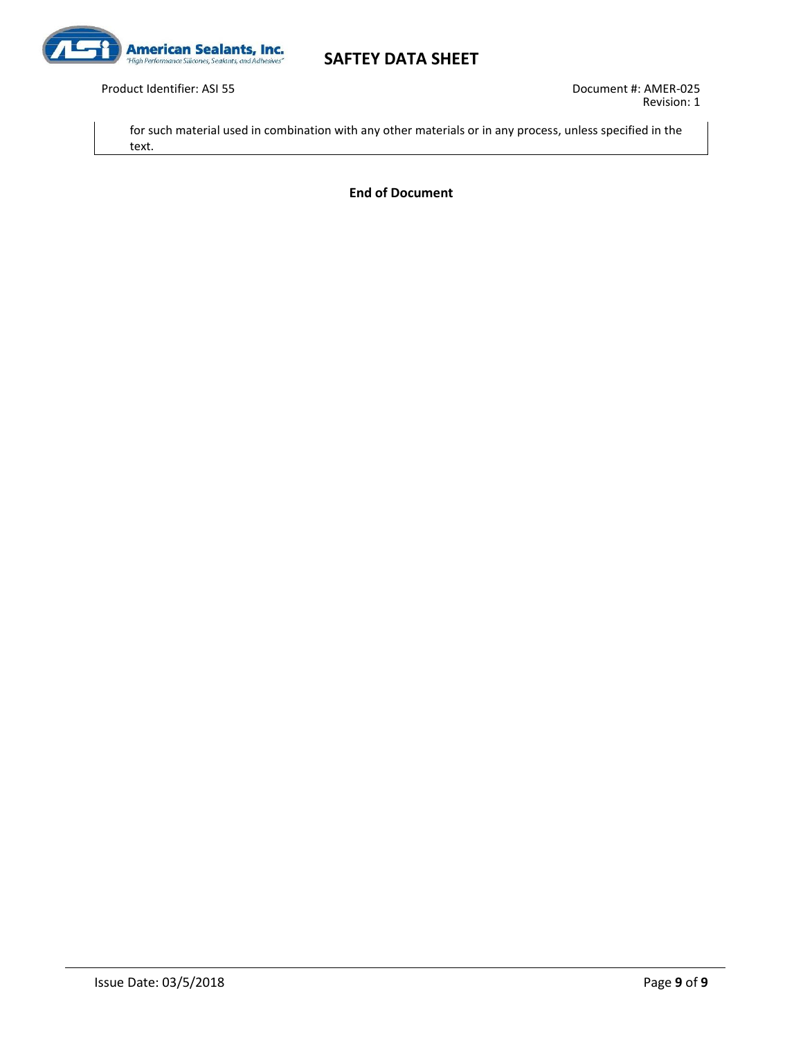for such material used in combination with any other materials or in any process, unless specified in the text.

**End of Document**